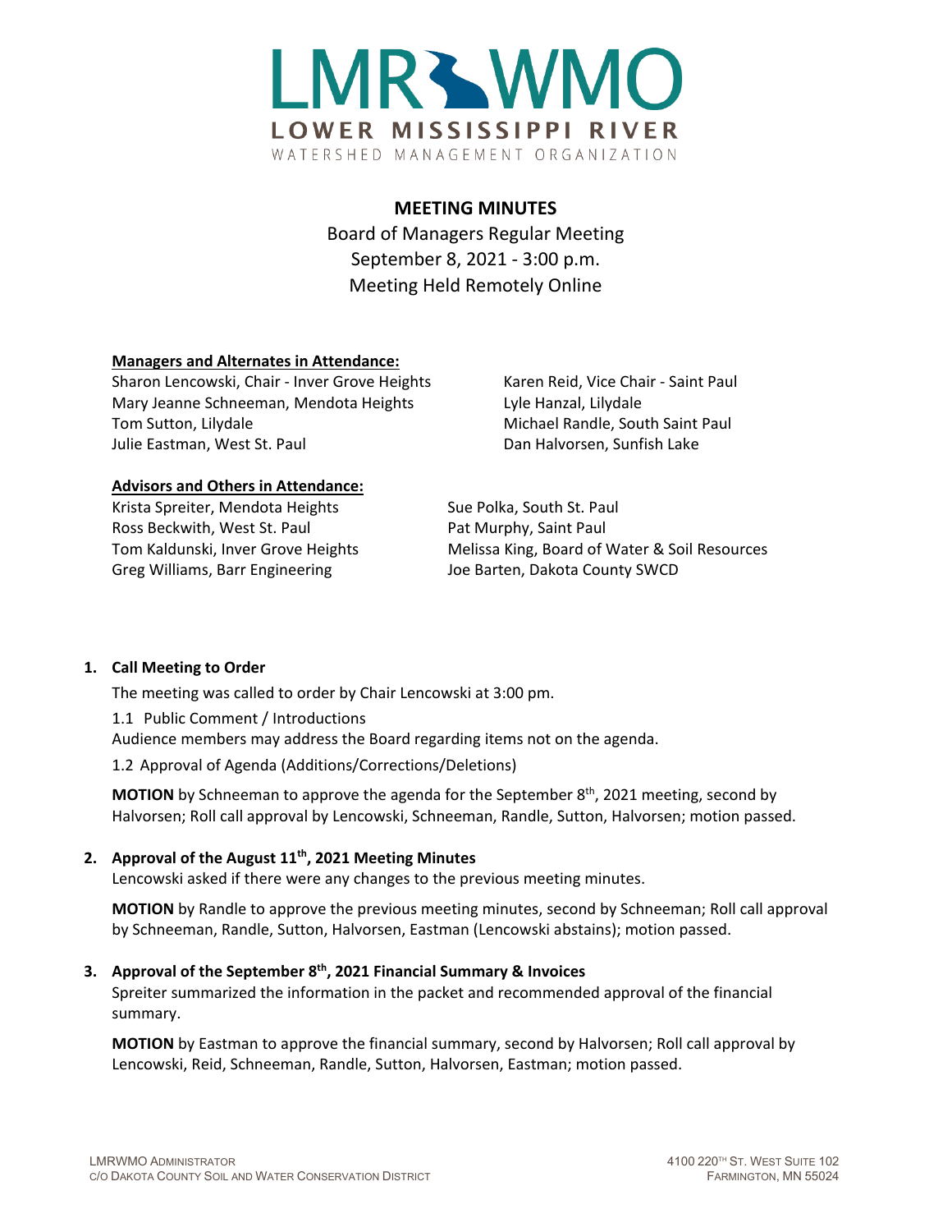# LMR WMO

**LOWER MISSISSIPPI RIVER**

WATERSHED MANAGEMENT ORGANIZATION

## MEETING MINUTES

Board of Managers Regular Meeting
September 8, 2021 - 3:00 p.m.
Meeting Held Remotely Online

**Managers and Alternates in Attendance:**

Sharon Lencowski, Chair - Inver Grove Heights
Mary Jeanne Schneeman, Mendota Heights
Tom Sutton, Lilydale
Julie Eastman, West St. Paul
Karen Reid, Vice Chair - Saint Paul
Lyle Hanzal, Lilydale
Michael Randle, South Saint Paul
Dan Halvorsen, Sunfish Lake

**Advisors and Others in Attendance:**

Krista Spreiter, Mendota Heights
Ross Beckwith, West St. Paul
Tom Kaldunski, Inver Grove Heights
Greg Williams, Barr Engineering
Sue Polka, South St. Paul
Pat Murphy, Saint Paul
Melissa King, Board of Water & Soil Resources
Joe Barten, Dakota County SWCD

**1. Call Meeting to Order**

The meeting was called to order by Chair Lencowski at 3:00 pm.

1.1 Public Comment / Introductions

Audience members may address the Board regarding items not on the agenda.

1.2 Approval of Agenda (Additions/Corrections/Deletions)

**MOTION** by Schneeman to approve the agenda for the September 8th, 2021 meeting, second by Halvorsen; Roll call approval by Lencowski, Schneeman, Randle, Sutton, Halvorsen; motion passed.

**2. Approval of the August 11th, 2021 Meeting Minutes**

Lencowski asked if there were any changes to the previous meeting minutes.

**MOTION** by Randle to approve the previous meeting minutes, second by Schneeman; Roll call approval by Schneeman, Randle, Sutton, Halvorsen, Eastman (Lencowski abstains); motion passed.

**3. Approval of the September 8th, 2021 Financial Summary & Invoices**

Spreiter summarized the information in the packet and recommended approval of the financial summary.

**MOTION** by Eastman to approve the financial summary, second by Halvorsen; Roll call approval by Lencowski, Reid, Schneeman, Randle, Sutton, Halvorsen, Eastman; motion passed.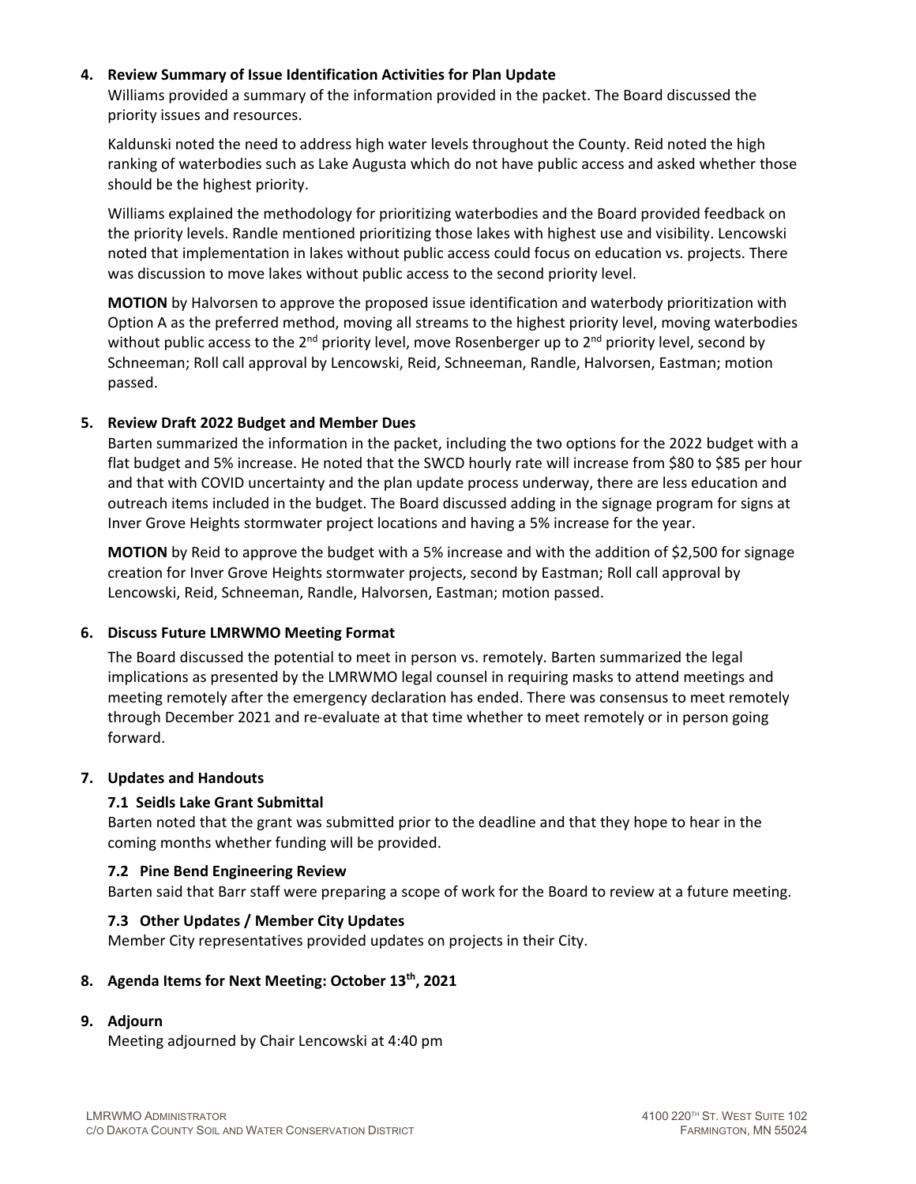**4. Review Summary of Issue Identification Activities for Plan Update**

Williams provided a summary of the information provided in the packet. The Board discussed the priority issues and resources.

Kaldunski noted the need to address high water levels throughout the County. Reid noted the high ranking of waterbodies such as Lake Augusta which do not have public access and asked whether those should be the highest priority.

Williams explained the methodology for prioritizing waterbodies and the Board provided feedback on the priority levels. Randle mentioned prioritizing those lakes with highest use and visibility. Lencowski noted that implementation in lakes without public access could focus on education vs. projects. There was discussion to move lakes without public access to the second priority level.

**MOTION** by Halvorsen to approve the proposed issue identification and waterbody prioritization with Option A as the preferred method, moving all streams to the highest priority level, moving waterbodies without public access to the 2nd priority level, move Rosenberger up to 2nd priority level, second by Schneeman; Roll call approval by Lencowski, Reid, Schneeman, Randle, Halvorsen, Eastman; motion passed.

**5. Review Draft 2022 Budget and Member Dues**

Barten summarized the information in the packet, including the two options for the 2022 budget with a flat budget and 5% increase. He noted that the SWCD hourly rate will increase from $80 to $85 per hour and that with COVID uncertainty and the plan update process underway, there are less education and outreach items included in the budget. The Board discussed adding in the signage program for signs at Inver Grove Heights stormwater project locations and having a 5% increase for the year.

**MOTION** by Reid to approve the budget with a 5% increase and with the addition of $2,500 for signage creation for Inver Grove Heights stormwater projects, second by Eastman; Roll call approval by Lencowski, Reid, Schneeman, Randle, Halvorsen, Eastman; motion passed.

**6. Discuss Future LMRWMO Meeting Format**

The Board discussed the potential to meet in person vs. remotely. Barten summarized the legal implications as presented by the LMRWMO legal counsel in requiring masks to attend meetings and meeting remotely after the emergency declaration has ended. There was consensus to meet remotely through December 2021 and re-evaluate at that time whether to meet remotely or in person going forward.

**7. Updates and Handouts**

**7.1 Seidls Lake Grant Submittal**

Barten noted that the grant was submitted prior to the deadline and that they hope to hear in the coming months whether funding will be provided.

**7.2 Pine Bend Engineering Review**

Barten said that Barr staff were preparing a scope of work for the Board to review at a future meeting.

**7.3 Other Updates / Member City Updates**

Member City representatives provided updates on projects in their City.

**8. Agenda Items for Next Meeting: October 13th, 2021**

**9. Adjourn**

Meeting adjourned by Chair Lencowski at 4:40 pm